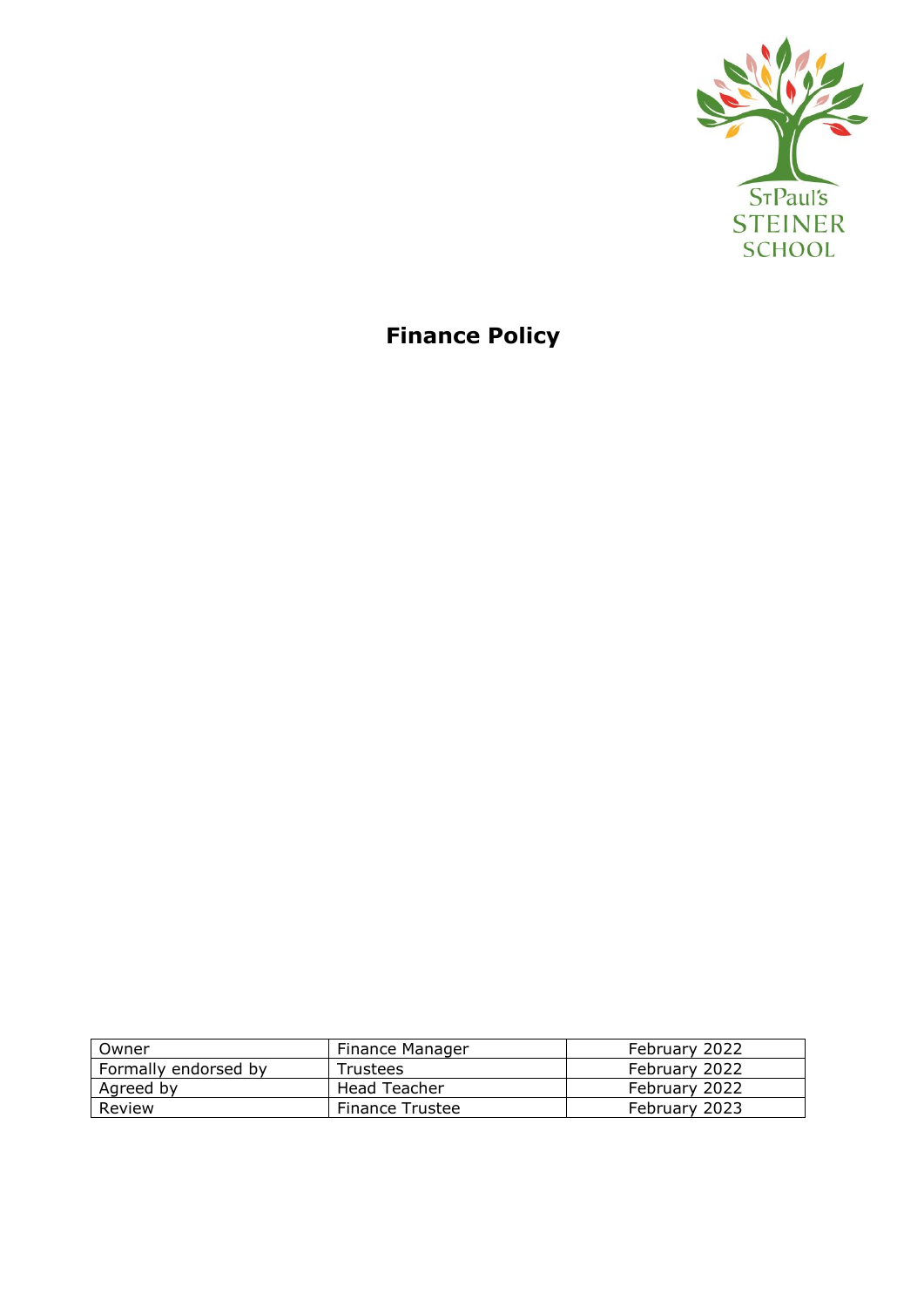St Paul's STEINER SCHOOL

# Finance Policy

| Owner | Finance Manager | February 2022 |
|---|---|---|
| Formally endorsed by | Trustees | February 2022 |
| Agreed by | Head Teacher | February 2022 |
| Review | Finance Trustee | February 2023 |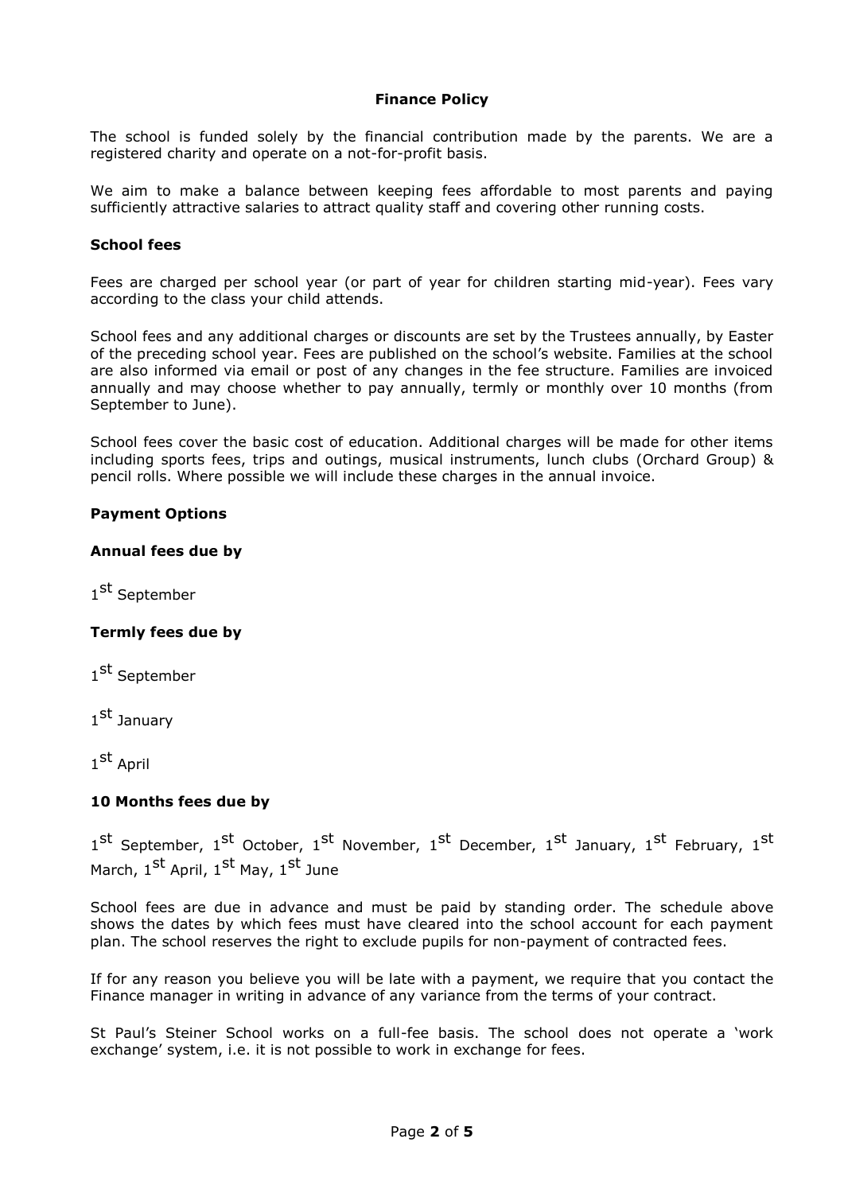**Finance Policy**

The school is funded solely by the financial contribution made by the parents. We are a registered charity and operate on a not-for-profit basis.

We aim to make a balance between keeping fees affordable to most parents and paying sufficiently attractive salaries to attract quality staff and covering other running costs.

**School fees**

Fees are charged per school year (or part of year for children starting mid-year). Fees vary according to the class your child attends.

School fees and any additional charges or discounts are set by the Trustees annually, by Easter of the preceding school year. Fees are published on the school's website. Families at the school are also informed via email or post of any changes in the fee structure. Families are invoiced annually and may choose whether to pay annually, termly or monthly over 10 months (from September to June).

School fees cover the basic cost of education. Additional charges will be made for other items including sports fees, trips and outings, musical instruments, lunch clubs (Orchard Group) & pencil rolls. Where possible we will include these charges in the annual invoice.

**Payment Options**

**Annual fees due by**

1st September

**Termly fees due by**

1st September

1st January

1st April

**10 Months fees due by**

1st September, 1st October, 1st November, 1st December, 1st January, 1st February, 1st March, 1st April, 1st May, 1st June

School fees are due in advance and must be paid by standing order. The schedule above shows the dates by which fees must have cleared into the school account for each payment plan. The school reserves the right to exclude pupils for non-payment of contracted fees.

If for any reason you believe you will be late with a payment, we require that you contact the Finance manager in writing in advance of any variance from the terms of your contract.

St Paul's Steiner School works on a full-fee basis. The school does not operate a 'work exchange' system, i.e. it is not possible to work in exchange for fees.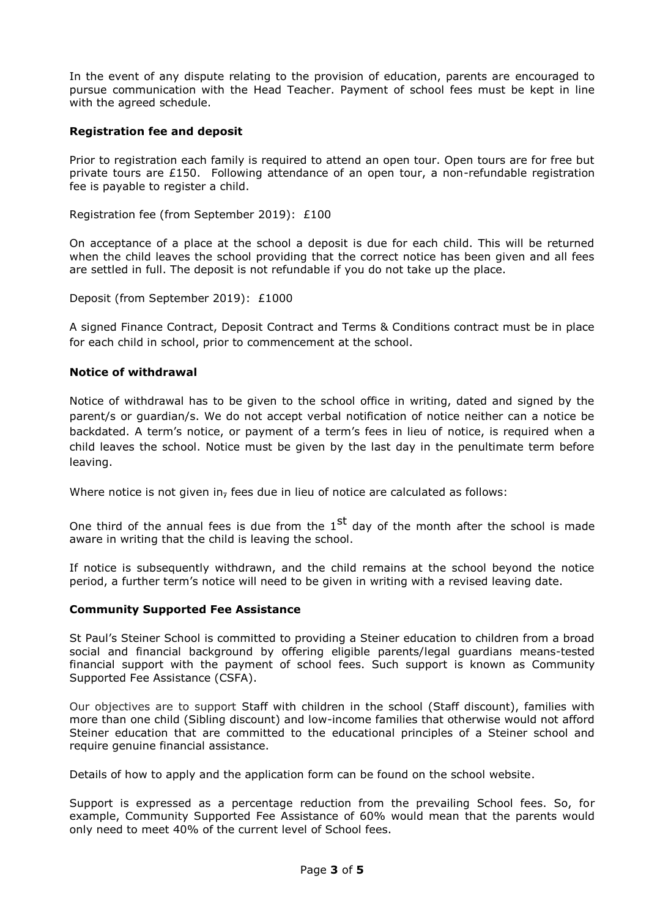In the event of any dispute relating to the provision of education, parents are encouraged to pursue communication with the Head Teacher. Payment of school fees must be kept in line with the agreed schedule.

**Registration fee and deposit**

Prior to registration each family is required to attend an open tour. Open tours are for free but private tours are £150. Following attendance of an open tour, a non-refundable registration fee is payable to register a child.

Registration fee (from September 2019): £100

On acceptance of a place at the school a deposit is due for each child. This will be returned when the child leaves the school providing that the correct notice has been given and all fees are settled in full. The deposit is not refundable if you do not take up the place.

Deposit (from September 2019): £1000

A signed Finance Contract, Deposit Contract and Terms & Conditions contract must be in place for each child in school, prior to commencement at the school.

**Notice of withdrawal**

Notice of withdrawal has to be given to the school office in writing, dated and signed by the parent/s or guardian/s. We do not accept verbal notification of notice neither can a notice be backdated. A term's notice, or payment of a term's fees in lieu of notice, is required when a child leaves the school. Notice must be given by the last day in the penultimate term before leaving.

Where notice is not given in, fees due in lieu of notice are calculated as follows:

One third of the annual fees is due from the 1st day of the month after the school is made aware in writing that the child is leaving the school.

If notice is subsequently withdrawn, and the child remains at the school beyond the notice period, a further term's notice will need to be given in writing with a revised leaving date.

**Community Supported Fee Assistance**

St Paul's Steiner School is committed to providing a Steiner education to children from a broad social and financial background by offering eligible parents/legal guardians means-tested financial support with the payment of school fees. Such support is known as Community Supported Fee Assistance (CSFA).

Our objectives are to support Staff with children in the school (Staff discount), families with more than one child (Sibling discount) and low-income families that otherwise would not afford Steiner education that are committed to the educational principles of a Steiner school and require genuine financial assistance.

Details of how to apply and the application form can be found on the school website.

Support is expressed as a percentage reduction from the prevailing School fees. So, for example, Community Supported Fee Assistance of 60% would mean that the parents would only need to meet 40% of the current level of School fees.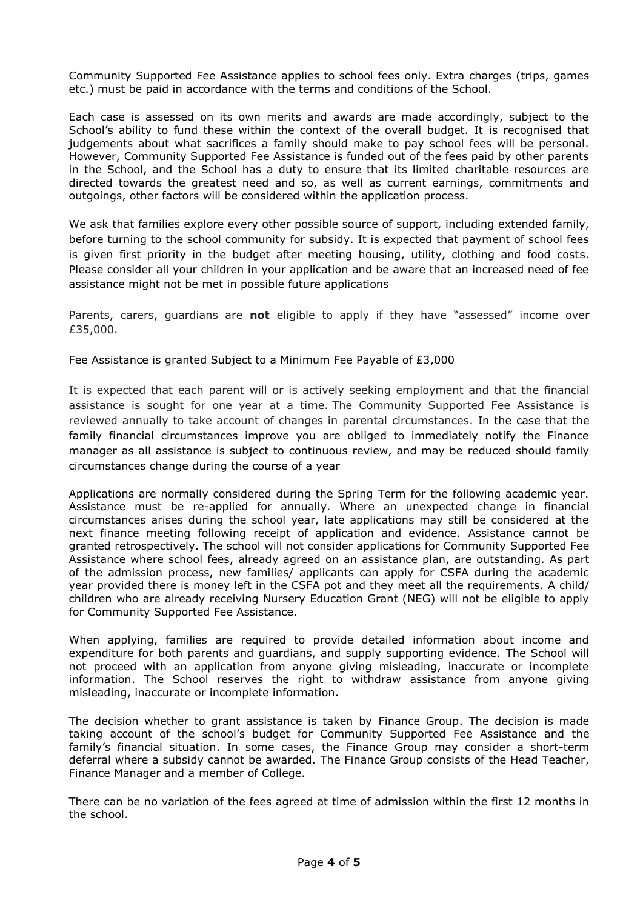Community Supported Fee Assistance applies to school fees only. Extra charges (trips, games etc.) must be paid in accordance with the terms and conditions of the School.

Each case is assessed on its own merits and awards are made accordingly, subject to the School's ability to fund these within the context of the overall budget. It is recognised that judgements about what sacrifices a family should make to pay school fees will be personal. However, Community Supported Fee Assistance is funded out of the fees paid by other parents in the School, and the School has a duty to ensure that its limited charitable resources are directed towards the greatest need and so, as well as current earnings, commitments and outgoings, other factors will be considered within the application process.

We ask that families explore every other possible source of support, including extended family, before turning to the school community for subsidy. It is expected that payment of school fees is given first priority in the budget after meeting housing, utility, clothing and food costs. Please consider all your children in your application and be aware that an increased need of fee assistance might not be met in possible future applications

Parents, carers, guardians are **not** eligible to apply if they have "assessed" income over £35,000.

Fee Assistance is granted Subject to a Minimum Fee Payable of £3,000

It is expected that each parent will or is actively seeking employment and that the financial assistance is sought for one year at a time. The Community Supported Fee Assistance is reviewed annually to take account of changes in parental circumstances. In the case that the family financial circumstances improve you are obliged to immediately notify the Finance manager as all assistance is subject to continuous review, and may be reduced should family circumstances change during the course of a year

Applications are normally considered during the Spring Term for the following academic year. Assistance must be re-applied for annually. Where an unexpected change in financial circumstances arises during the school year, late applications may still be considered at the next finance meeting following receipt of application and evidence. Assistance cannot be granted retrospectively. The school will not consider applications for Community Supported Fee Assistance where school fees, already agreed on an assistance plan, are outstanding. As part of the admission process, new families/ applicants can apply for CSFA during the academic year provided there is money left in the CSFA pot and they meet all the requirements. A child/ children who are already receiving Nursery Education Grant (NEG) will not be eligible to apply for Community Supported Fee Assistance.

When applying, families are required to provide detailed information about income and expenditure for both parents and guardians, and supply supporting evidence. The School will not proceed with an application from anyone giving misleading, inaccurate or incomplete information. The School reserves the right to withdraw assistance from anyone giving misleading, inaccurate or incomplete information.

The decision whether to grant assistance is taken by Finance Group. The decision is made taking account of the school's budget for Community Supported Fee Assistance and the family's financial situation. In some cases, the Finance Group may consider a short-term deferral where a subsidy cannot be awarded. The Finance Group consists of the Head Teacher, Finance Manager and a member of College.

There can be no variation of the fees agreed at time of admission within the first 12 months in the school.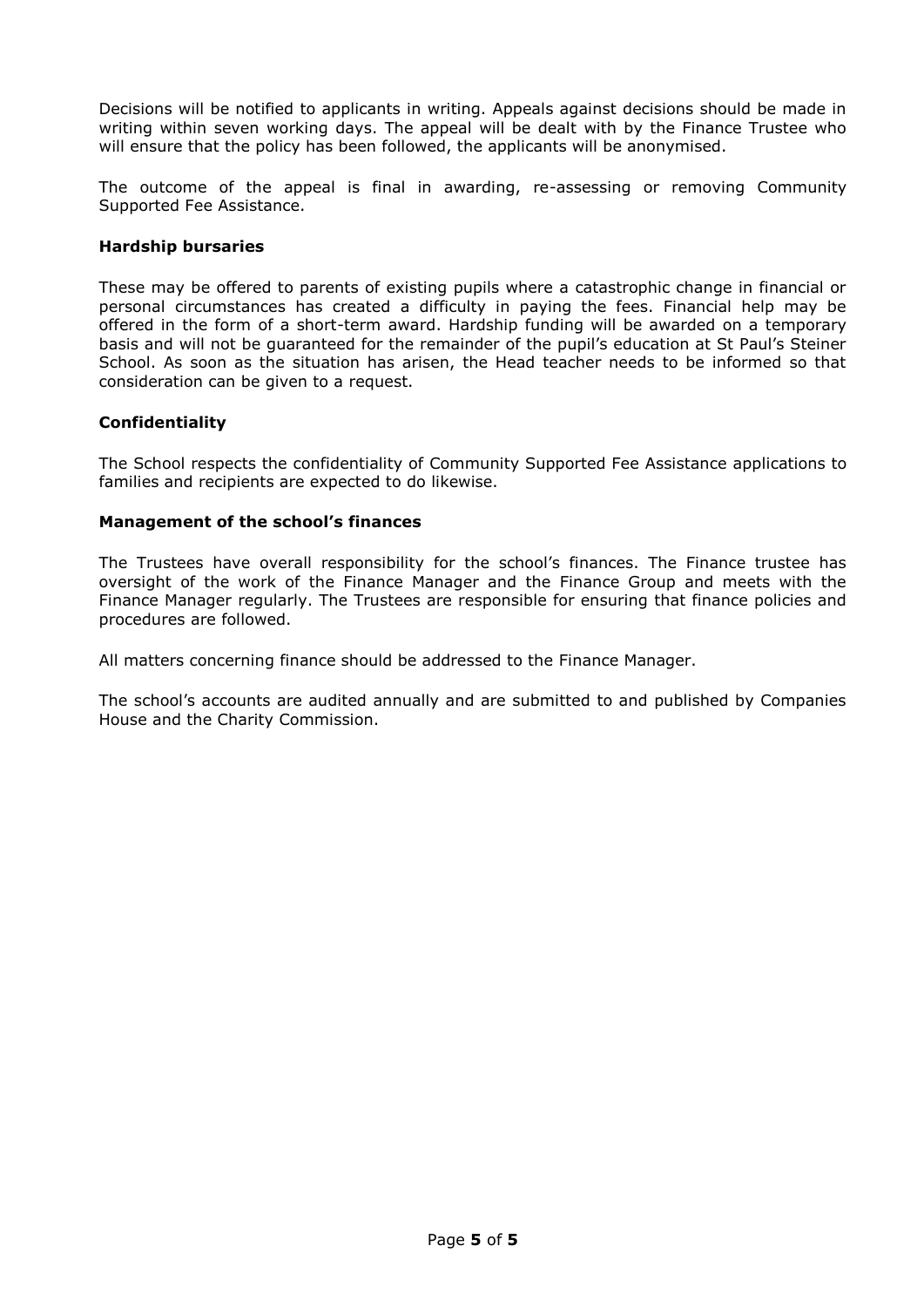Decisions will be notified to applicants in writing. Appeals against decisions should be made in writing within seven working days. The appeal will be dealt with by the Finance Trustee who will ensure that the policy has been followed, the applicants will be anonymised.

The outcome of the appeal is final in awarding, re-assessing or removing Community Supported Fee Assistance.

**Hardship bursaries**

These may be offered to parents of existing pupils where a catastrophic change in financial or personal circumstances has created a difficulty in paying the fees. Financial help may be offered in the form of a short-term award. Hardship funding will be awarded on a temporary basis and will not be guaranteed for the remainder of the pupil's education at St Paul's Steiner School. As soon as the situation has arisen, the Head teacher needs to be informed so that consideration can be given to a request.

**Confidentiality**

The School respects the confidentiality of Community Supported Fee Assistance applications to families and recipients are expected to do likewise.

**Management of the school's finances**

The Trustees have overall responsibility for the school's finances. The Finance trustee has oversight of the work of the Finance Manager and the Finance Group and meets with the Finance Manager regularly. The Trustees are responsible for ensuring that finance policies and procedures are followed.

All matters concerning finance should be addressed to the Finance Manager.

The school's accounts are audited annually and are submitted to and published by Companies House and the Charity Commission.